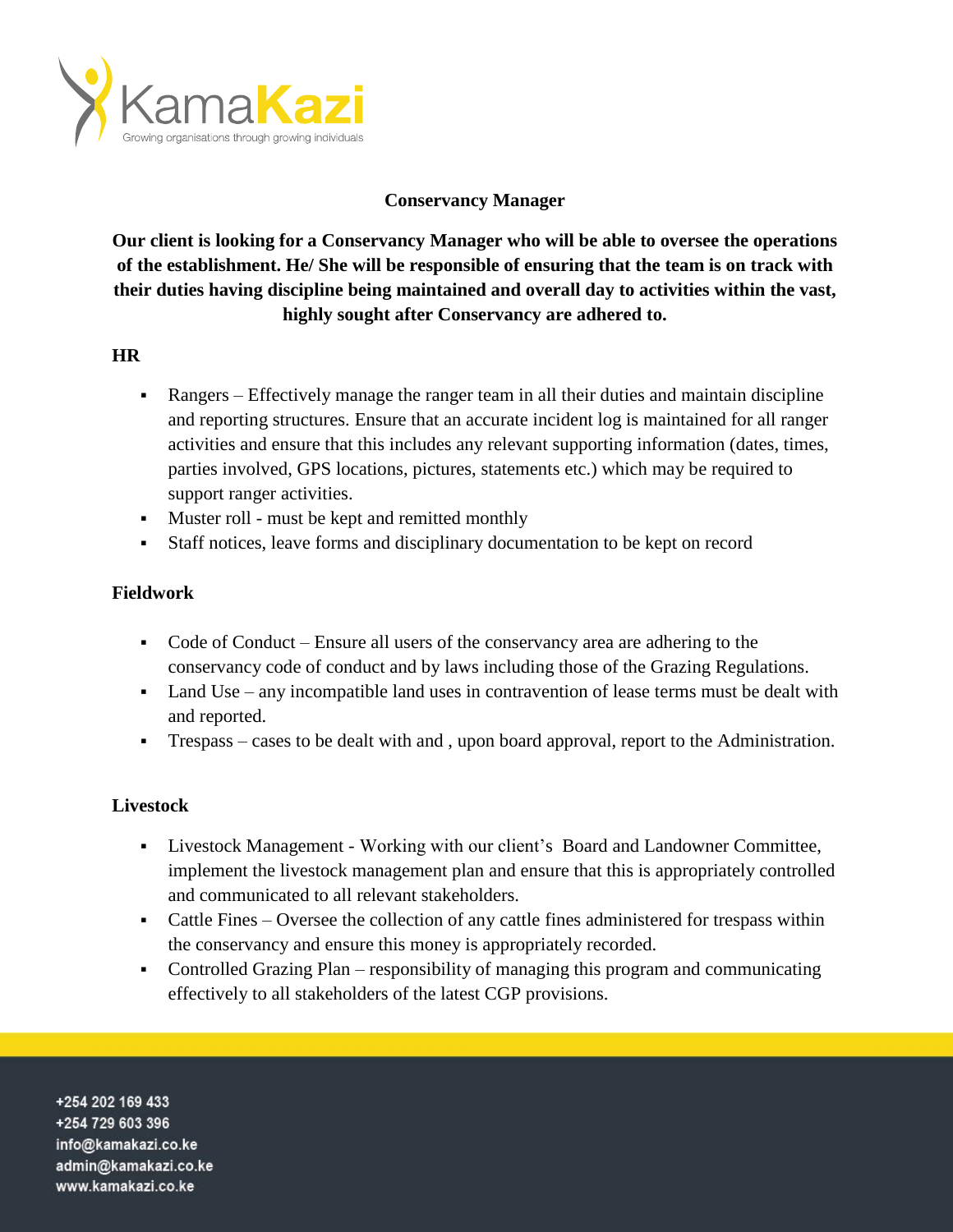# Conservancy Manager

**Our client is looking for a Conservancy Manager who will be able to oversee the operations of the establishment. He/ She will be responsible of ensuring that the team is on track with their duties having discipline being maintained and overall day to activities within the vast, highly sought after Conservancy are adhered to.**

## HR

- Rangers – Effectively manage the ranger team in all their duties and maintain discipline and reporting structures. Ensure that an accurate incident log is maintained for all ranger activities and ensure that this includes any relevant supporting information (dates, times, parties involved, GPS locations, pictures, statements etc.) which may be required to support ranger activities.
- Muster roll - must be kept and remitted monthly
- Staff notices, leave forms and disciplinary documentation to be kept on record

## Fieldwork

- Code of Conduct – Ensure all users of the conservancy area are adhering to the conservancy code of conduct and by laws including those of the Grazing Regulations.
- Land Use – any incompatible land uses in contravention of lease terms must be dealt with and reported.
- Trespass – cases to be dealt with and , upon board approval, report to the Administration.

## Livestock

- Livestock Management - Working with our client's Board and Landowner Committee, implement the livestock management plan and ensure that this is appropriately controlled and communicated to all relevant stakeholders.
- Cattle Fines – Oversee the collection of any cattle fines administered for trespass within the conservancy and ensure this money is appropriately recorded.
- Controlled Grazing Plan – responsibility of managing this program and communicating effectively to all stakeholders of the latest CGP provisions.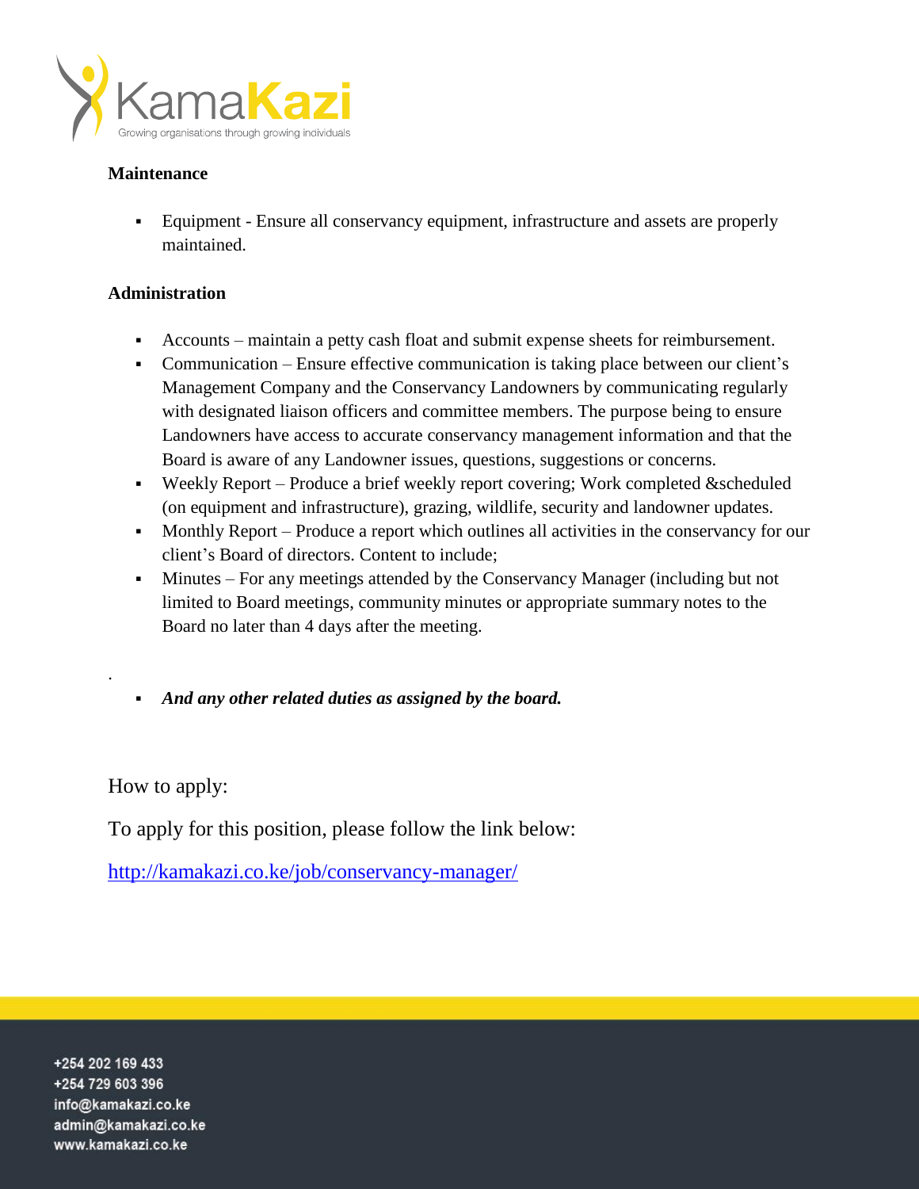**Maintenance**

- Equipment - Ensure all conservancy equipment, infrastructure and assets are properly maintained.

**Administration**

- Accounts – maintain a petty cash float and submit expense sheets for reimbursement.
- Communication – Ensure effective communication is taking place between our client's Management Company and the Conservancy Landowners by communicating regularly with designated liaison officers and committee members. The purpose being to ensure Landowners have access to accurate conservancy management information and that the Board is aware of any Landowner issues, questions, suggestions or concerns.
- Weekly Report – Produce a brief weekly report covering; Work completed &scheduled (on equipment and infrastructure), grazing, wildlife, security and landowner updates.
- Monthly Report – Produce a report which outlines all activities in the conservancy for our client's Board of directors. Content to include;
- Minutes – For any meetings attended by the Conservancy Manager (including but not limited to Board meetings, community minutes or appropriate summary notes to the Board no later than 4 days after the meeting.

.

- ***And any other related duties as assigned by the board.***

How to apply:

To apply for this position, please follow the link below:

[http://kamakazi.co.ke/job/conservancy-manager/](http://kamakazi.co.ke/job/conservancy-manager/)